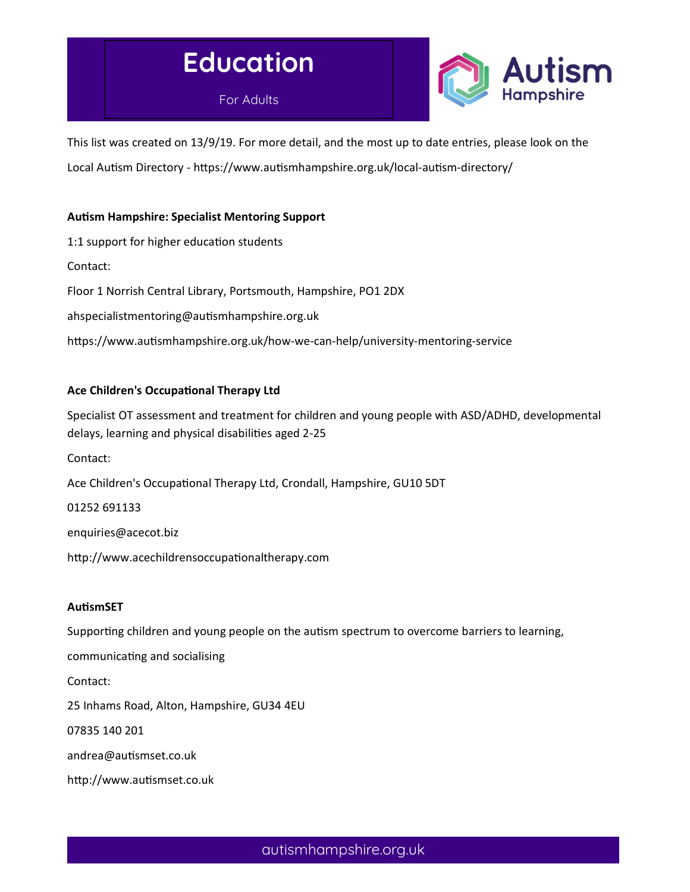# Education

For Adults

Autism Hampshire

This list was created on 13/9/19. For more detail, and the most up to date entries, please look on the Local Autism Directory - https://www.autismhampshire.org.uk/local-autism-directory/

**Autism Hampshire: Specialist Mentoring Support**

1:1 support for higher education students

Contact:

Floor 1 Norrish Central Library, Portsmouth, Hampshire, PO1 2DX

ahspecialistmentoring@autismhampshire.org.uk

https://www.autismhampshire.org.uk/how-we-can-help/university-mentoring-service

**Ace Children's Occupational Therapy Ltd**

Specialist OT assessment and treatment for children and young people with ASD/ADHD, developmental delays, learning and physical disabilities aged 2-25

Contact:

Ace Children's Occupational Therapy Ltd, Crondall, Hampshire, GU10 5DT

01252 691133

enquiries@acecot.biz

http://www.acechildrensoccupationaltherapy.com

**AutismSET**

Supporting children and young people on the autism spectrum to overcome barriers to learning, communicating and socialising

Contact:

25 Inhams Road, Alton, Hampshire, GU34 4EU

07835 140 201

andrea@autismset.co.uk

http://www.autismset.co.uk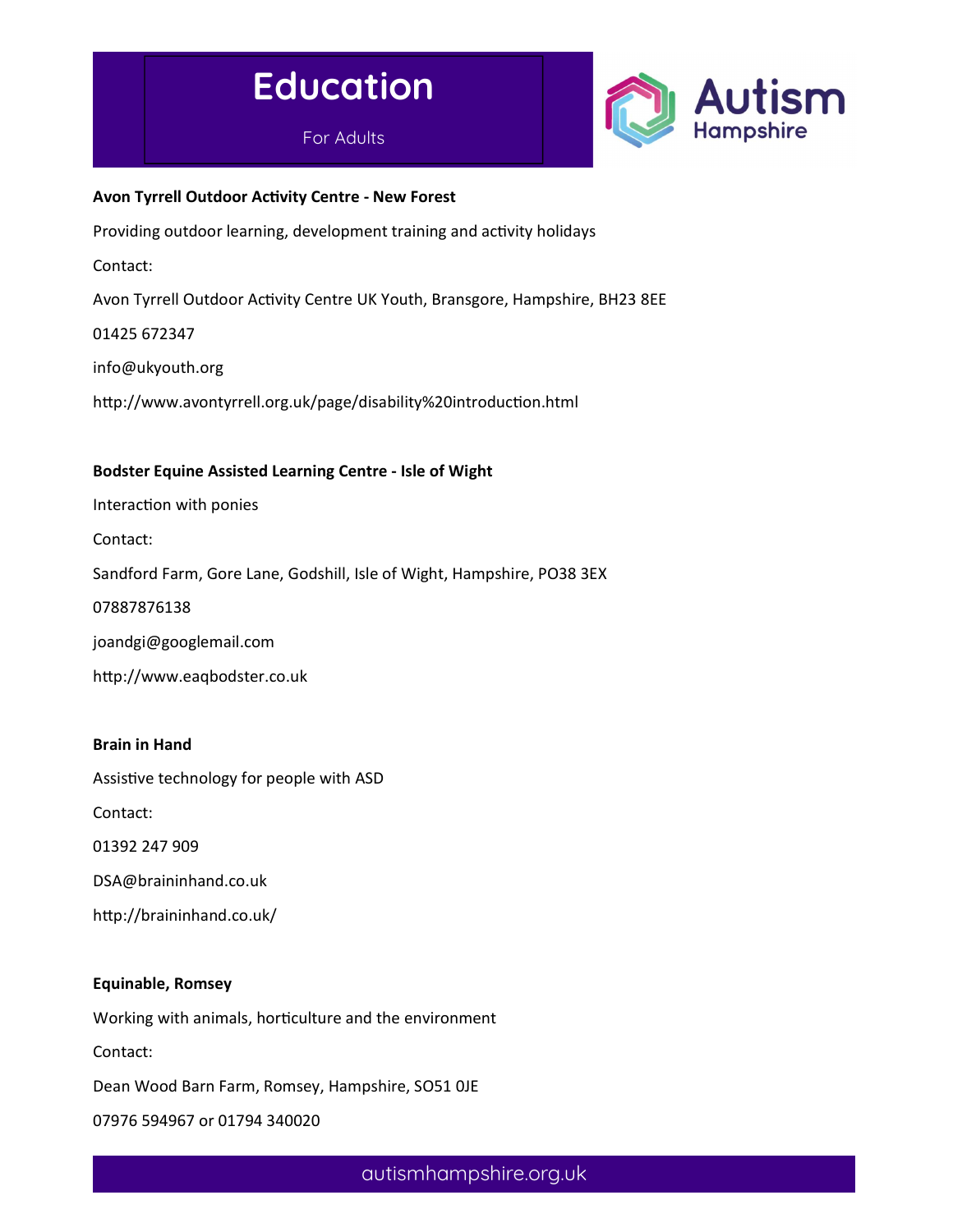# Education

For Adults

**Avon Tyrrell Outdoor Activity Centre - New Forest**

Providing outdoor learning, development training and activity holidays

Contact:

Avon Tyrrell Outdoor Activity Centre UK Youth, Bransgore, Hampshire, BH23 8EE

01425 672347

info@ukyouth.org

http://www.avontyrrell.org.uk/page/disability%20introduction.html

**Bodster Equine Assisted Learning Centre - Isle of Wight**

Interaction with ponies

Contact:

Sandford Farm, Gore Lane, Godshill, Isle of Wight, Hampshire, PO38 3EX

07887876138

joandgi@googlemail.com

http://www.eaqbodster.co.uk

**Brain in Hand**

Assistive technology for people with ASD

Contact:

01392 247 909

DSA@braininhand.co.uk

http://braininhand.co.uk/

**Equinable, Romsey**

Working with animals, horticulture and the environment

Contact:

Dean Wood Barn Farm, Romsey, Hampshire, SO51 0JE

07976 594967 or 01794 340020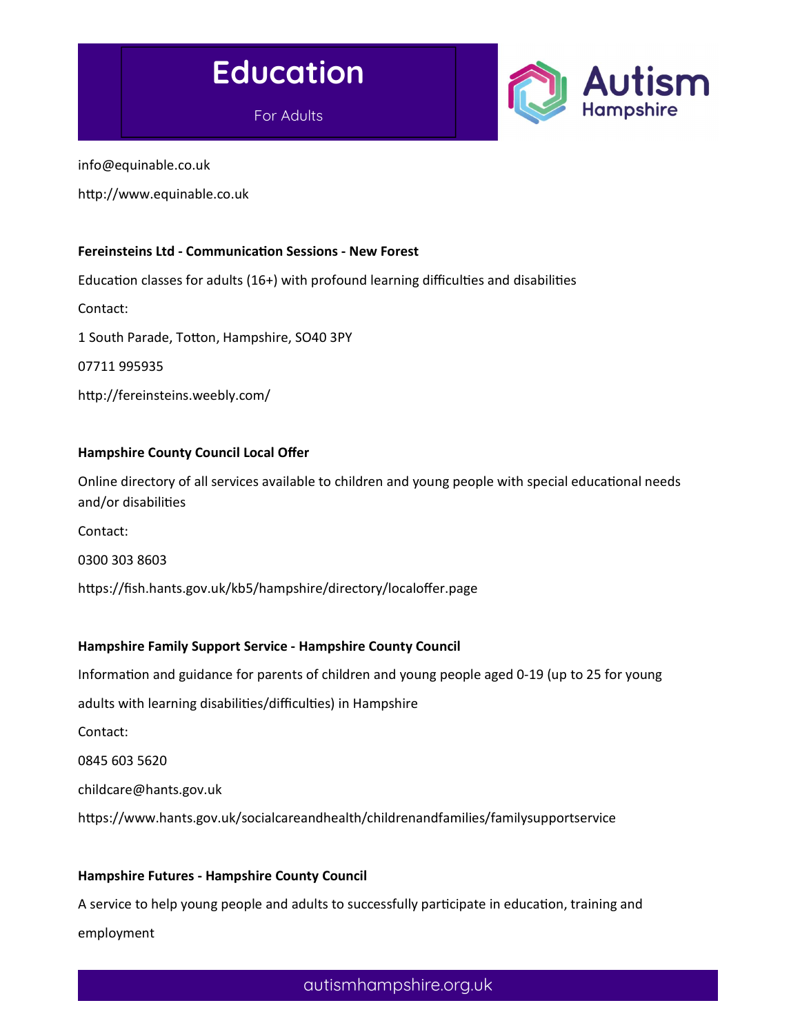info@equinable.co.uk

http://www.equinable.co.uk

**Fereinsteins Ltd - Communication Sessions - New Forest**

Education classes for adults (16+) with profound learning difficulties and disabilities

Contact:

1 South Parade, Totton, Hampshire, SO40 3PY

07711 995935

http://fereinsteins.weebly.com/

**Hampshire County Council Local Offer**

Online directory of all services available to children and young people with special educational needs and/or disabilities

Contact:

0300 303 8603

https://fish.hants.gov.uk/kb5/hampshire/directory/localoffer.page

**Hampshire Family Support Service - Hampshire County Council**

Information and guidance for parents of children and young people aged 0-19 (up to 25 for young adults with learning disabilities/difficulties) in Hampshire

Contact:

0845 603 5620

childcare@hants.gov.uk

https://www.hants.gov.uk/socialcareandhealth/childrenandfamilies/familysupportservice

**Hampshire Futures - Hampshire County Council**

A service to help young people and adults to successfully participate in education, training and employment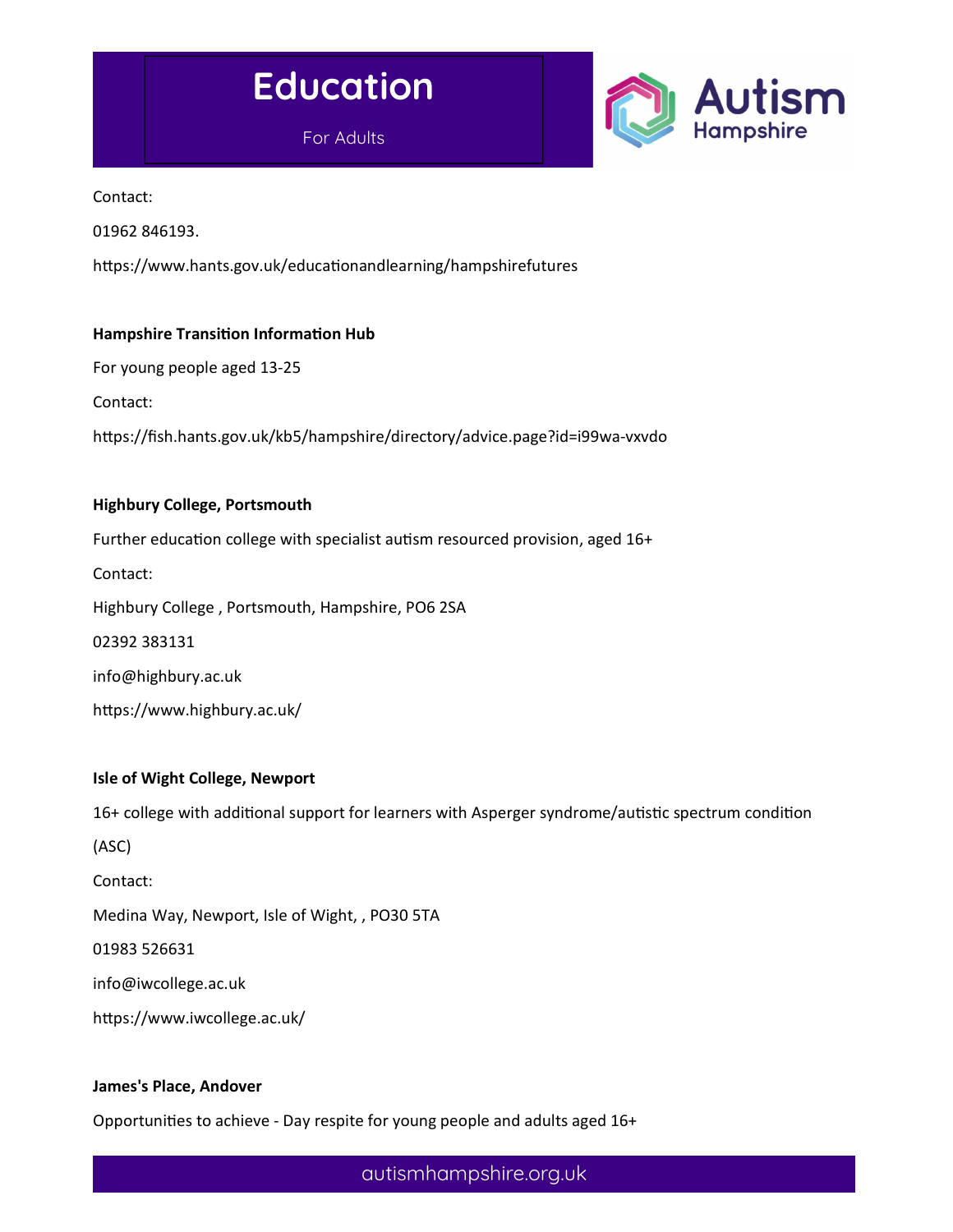Contact:

01962 846193.

https://www.hants.gov.uk/educationandlearning/hampshirefutures

**Hampshire Transition Information Hub**

For young people aged 13-25

Contact:

https://fish.hants.gov.uk/kb5/hampshire/directory/advice.page?id=i99wa-vxvdo

**Highbury College, Portsmouth**

Further education college with specialist autism resourced provision, aged 16+

Contact:

Highbury College , Portsmouth, Hampshire, PO6 2SA

02392 383131

info@highbury.ac.uk

https://www.highbury.ac.uk/

**Isle of Wight College, Newport**

16+ college with additional support for learners with Asperger syndrome/autistic spectrum condition (ASC)

Contact:

Medina Way, Newport, Isle of Wight, , PO30 5TA

01983 526631

info@iwcollege.ac.uk

https://www.iwcollege.ac.uk/

**James's Place, Andover**

Opportunities to achieve - Day respite for young people and adults aged 16+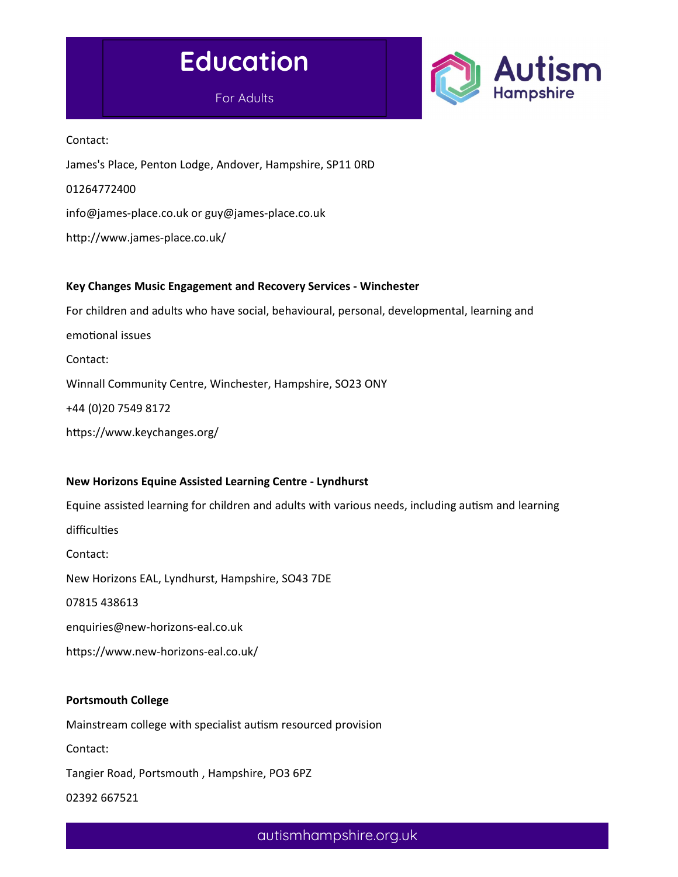Contact:

James's Place, Penton Lodge, Andover, Hampshire, SP11 0RD

01264772400

info@james-place.co.uk or guy@james-place.co.uk

http://www.james-place.co.uk/

**Key Changes Music Engagement and Recovery Services - Winchester**

For children and adults who have social, behavioural, personal, developmental, learning and emotional issues

Contact:

Winnall Community Centre, Winchester, Hampshire, SO23 ONY

+44 (0)20 7549 8172

https://www.keychanges.org/

**New Horizons Equine Assisted Learning Centre - Lyndhurst**

Equine assisted learning for children and adults with various needs, including autism and learning difficulties

Contact:

New Horizons EAL, Lyndhurst, Hampshire, SO43 7DE

07815 438613

enquiries@new-horizons-eal.co.uk

https://www.new-horizons-eal.co.uk/

**Portsmouth College**

Mainstream college with specialist autism resourced provision

Contact:

Tangier Road, Portsmouth , Hampshire, PO3 6PZ

02392 667521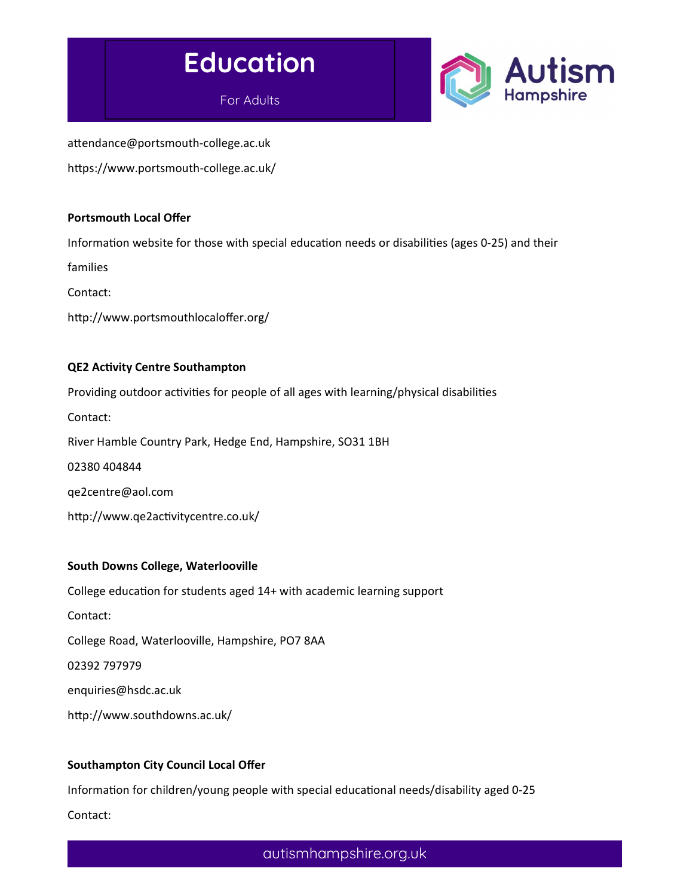attendance@portsmouth-college.ac.uk

https://www.portsmouth-college.ac.uk/

**Portsmouth Local Offer**

Information website for those with special education needs or disabilities (ages 0-25) and their families

Contact:

http://www.portsmouthlocaloffer.org/

**QE2 Activity Centre Southampton**

Providing outdoor activities for people of all ages with learning/physical disabilities

Contact:

River Hamble Country Park, Hedge End, Hampshire, SO31 1BH

02380 404844

qe2centre@aol.com

http://www.qe2activitycentre.co.uk/

**South Downs College, Waterlooville**

College education for students aged 14+ with academic learning support

Contact:

College Road, Waterlooville, Hampshire, PO7 8AA

02392 797979

enquiries@hsdc.ac.uk

http://www.southdowns.ac.uk/

**Southampton City Council Local Offer**

Information for children/young people with special educational needs/disability aged 0-25

Contact: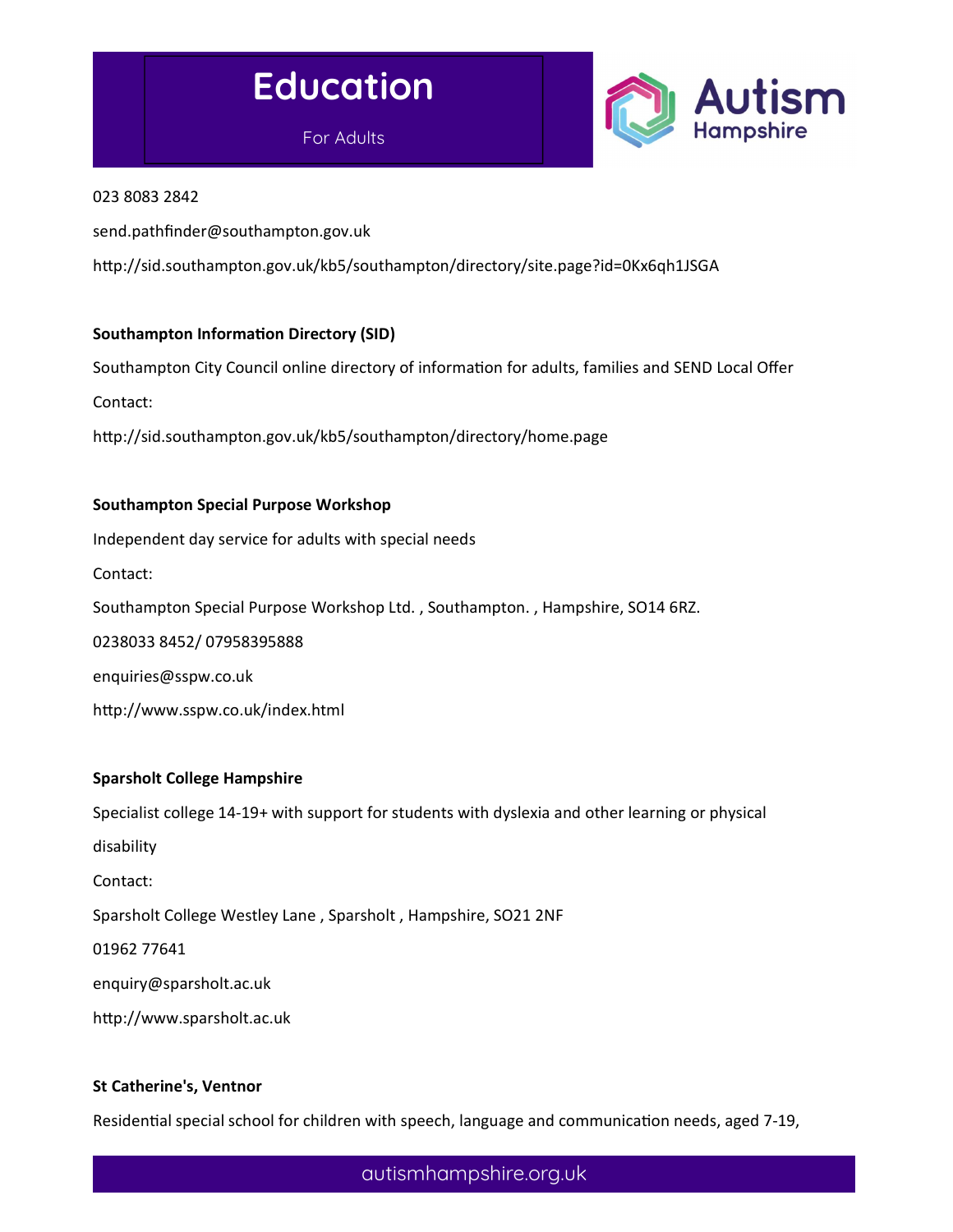023 8083 2842

send.pathfinder@southampton.gov.uk

http://sid.southampton.gov.uk/kb5/southampton/directory/site.page?id=0Kx6qh1JSGA

**Southampton Information Directory (SID)**

Southampton City Council online directory of information for adults, families and SEND Local Offer

Contact:

http://sid.southampton.gov.uk/kb5/southampton/directory/home.page

**Southampton Special Purpose Workshop**

Independent day service for adults with special needs

Contact:

Southampton Special Purpose Workshop Ltd. , Southampton. , Hampshire, SO14 6RZ.

0238033 8452/ 07958395888

enquiries@sspw.co.uk

http://www.sspw.co.uk/index.html

**Sparsholt College Hampshire**

Specialist college 14-19+ with support for students with dyslexia and other learning or physical disability

Contact:

Sparsholt College Westley Lane , Sparsholt , Hampshire, SO21 2NF

01962 77641

enquiry@sparsholt.ac.uk

http://www.sparsholt.ac.uk

**St Catherine's, Ventnor**

Residential special school for children with speech, language and communication needs, aged 7-19,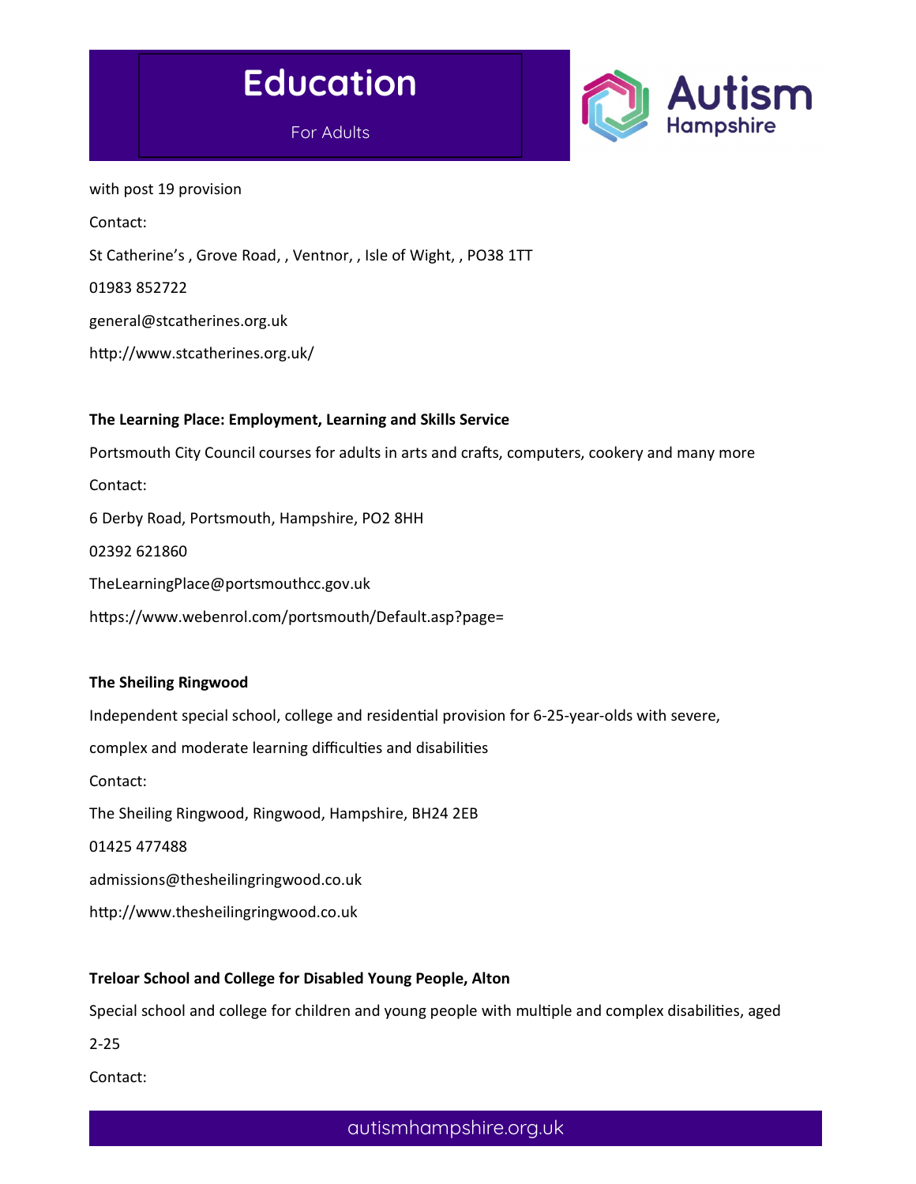with post 19 provision

Contact:

St Catherine's , Grove Road, , Ventnor, , Isle of Wight, , PO38 1TT

01983 852722

general@stcatherines.org.uk

http://www.stcatherines.org.uk/

**The Learning Place: Employment, Learning and Skills Service**

Portsmouth City Council courses for adults in arts and crafts, computers, cookery and many more

Contact:

6 Derby Road, Portsmouth, Hampshire, PO2 8HH

02392 621860

TheLearningPlace@portsmouthcc.gov.uk

https://www.webenrol.com/portsmouth/Default.asp?page=

**The Sheiling Ringwood**

Independent special school, college and residential provision for 6-25-year-olds with severe, complex and moderate learning difficulties and disabilities

Contact:

The Sheiling Ringwood, Ringwood, Hampshire, BH24 2EB

01425 477488

admissions@thesheilingringwood.co.uk

http://www.thesheilingringwood.co.uk

**Treloar School and College for Disabled Young People, Alton**

Special school and college for children and young people with multiple and complex disabilities, aged 2-25

Contact: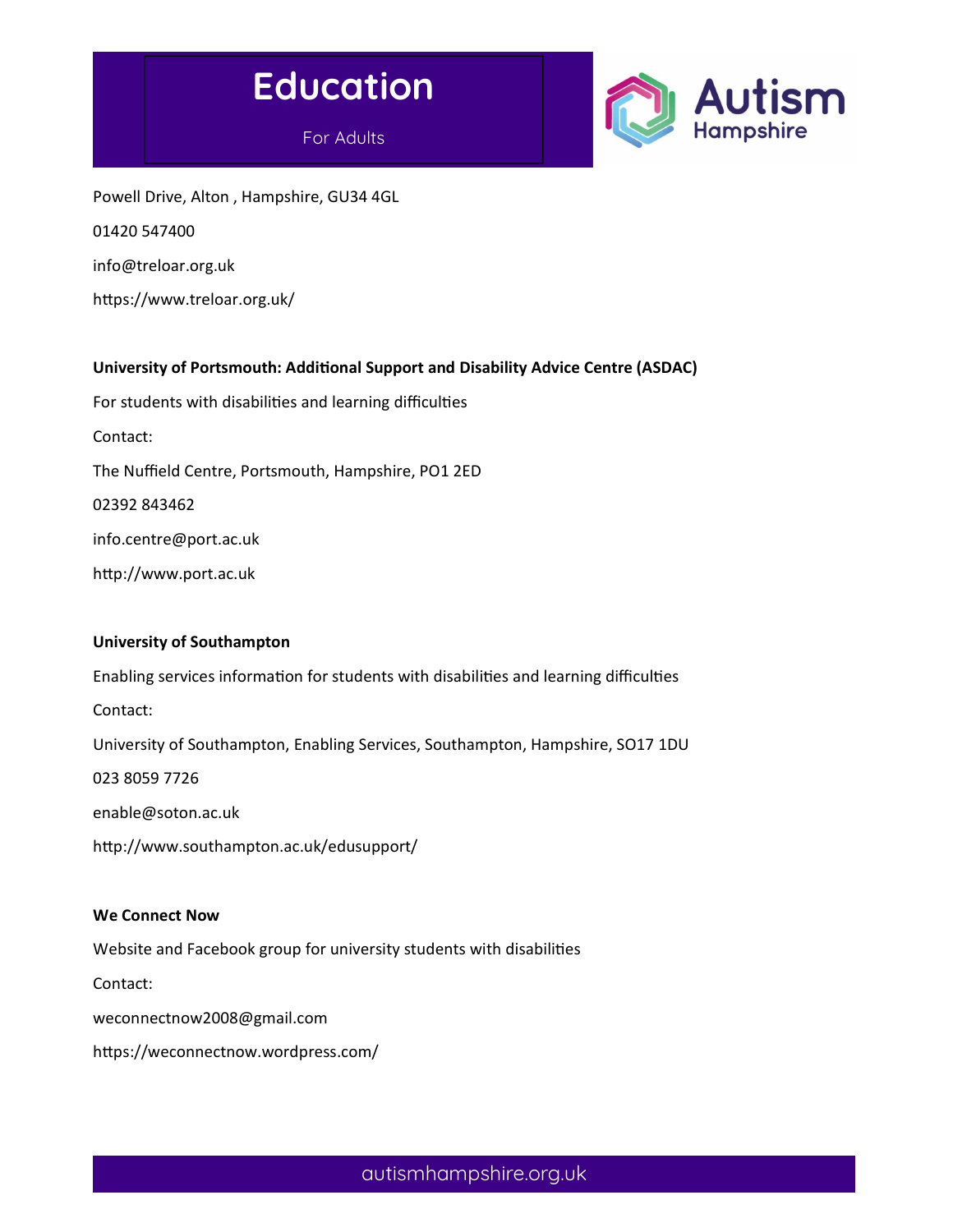# Education

For Adults

Powell Drive, Alton , Hampshire, GU34 4GL

01420 547400

info@treloar.org.uk

https://www.treloar.org.uk/

**University of Portsmouth: Additional Support and Disability Advice Centre (ASDAC)**

For students with disabilities and learning difficulties

Contact:

The Nuffield Centre, Portsmouth, Hampshire, PO1 2ED

02392 843462

info.centre@port.ac.uk

http://www.port.ac.uk

**University of Southampton**

Enabling services information for students with disabilities and learning difficulties

Contact:

University of Southampton, Enabling Services, Southampton, Hampshire, SO17 1DU

023 8059 7726

enable@soton.ac.uk

http://www.southampton.ac.uk/edusupport/

**We Connect Now**

Website and Facebook group for university students with disabilities

Contact:

weconnectnow2008@gmail.com

https://weconnectnow.wordpress.com/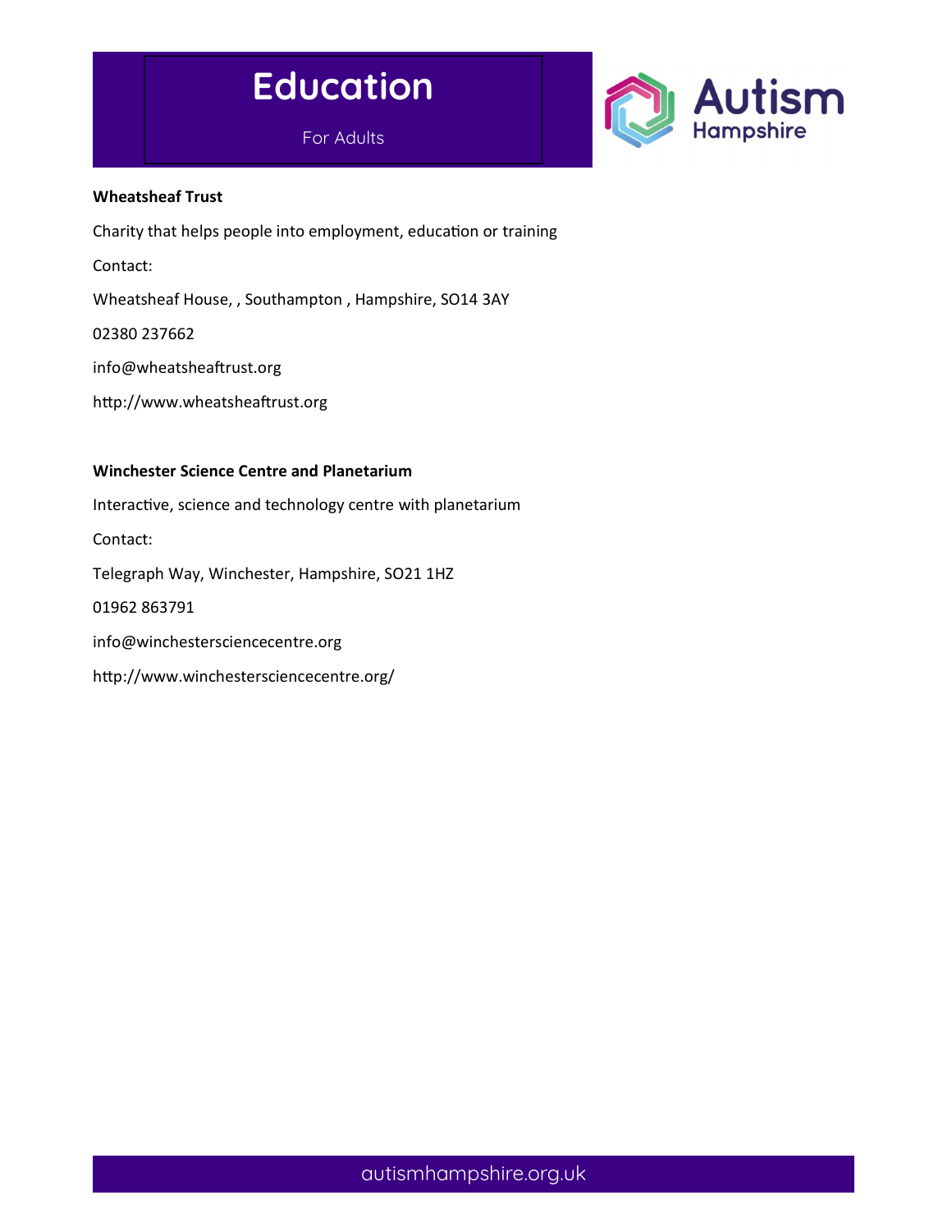# Education

For Adults

**Wheatsheaf Trust**

Charity that helps people into employment, education or training

Contact:

Wheatsheaf House, , Southampton , Hampshire, SO14 3AY

02380 237662

info@wheatsheaftrust.org

http://www.wheatsheaftrust.org

**Winchester Science Centre and Planetarium**

Interactive, science and technology centre with planetarium

Contact:

Telegraph Way, Winchester, Hampshire, SO21 1HZ

01962 863791

info@winchestersciencecentre.org

http://www.winchestersciencecentre.org/